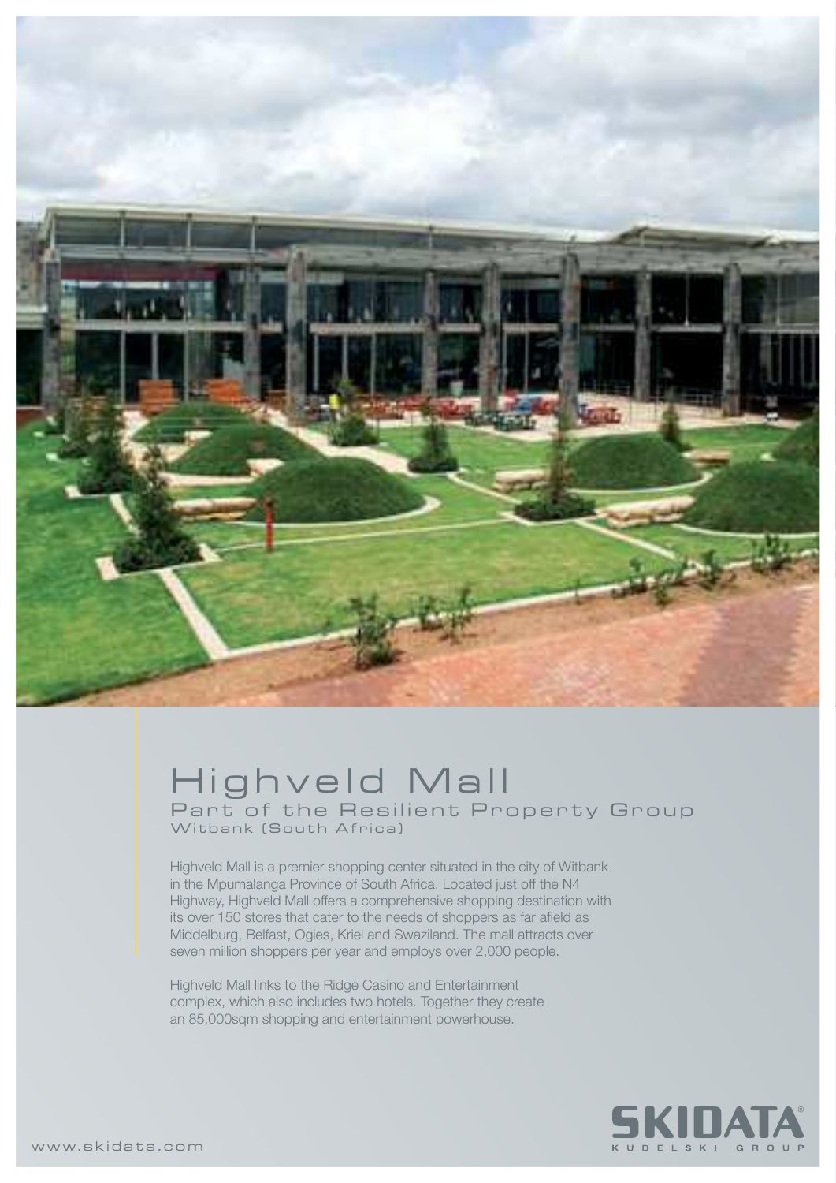# Highveld Mall

## Part of the Resilient Property Group

Witbank (South Africa)

Highveld Mall is a premier shopping center situated in the city of Witbank in the Mpumalanga Province of South Africa. Located just off the N4 Highway, Highveld Mall offers a comprehensive shopping destination with its over 150 stores that cater to the needs of shoppers as far afield as Middelburg, Belfast, Ogies, Kriel and Swaziland. The mall attracts over seven million shoppers per year and employs over 2,000 people.

Highveld Mall links to the Ridge Casino and Entertainment complex, which also includes two hotels. Together they create an 85,000sqm shopping and entertainment powerhouse.

www.skidata.com

SKIDATA®
KUDELSKI GROUP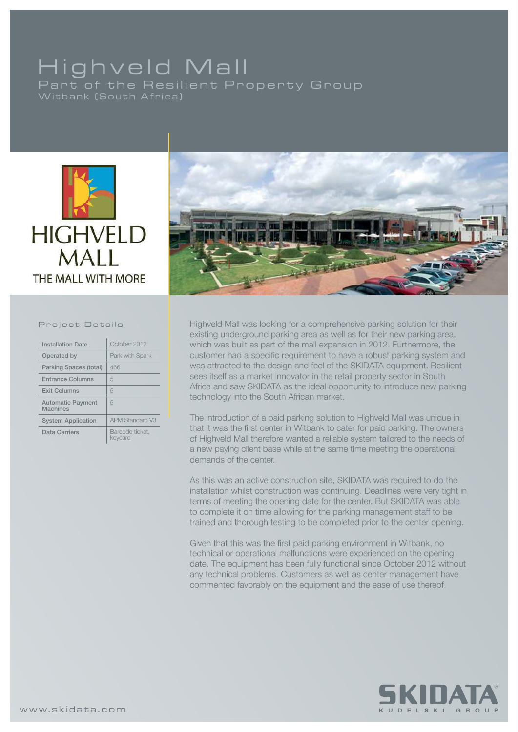# Highveld Mall

## Part of the Resilient Property Group

Witbank (South Africa)

HIGHVELD MALL
THE MALL WITH MORE

### Project Details

| | |
|---|---|
| Installation Date | October 2012 |
| Operated by | Park with Spark |
| Parking Spaces (total) | 466 |
| Entrance Columns | 5 |
| Exit Columns | 5 |
| Automatic Payment Machines | 5 |
| System Application | APM Standard V3 |
| Data Carriers | Barcode ticket, keycard |

Highveld Mall was looking for a comprehensive parking solution for their existing underground parking area as well as for their new parking area, which was built as part of the mall expansion in 2012. Furthermore, the customer had a specific requirement to have a robust parking system and was attracted to the design and feel of the SKIDATA equipment. Resilient sees itself as a market innovator in the retail property sector in South Africa and saw SKIDATA as the ideal opportunity to introduce new parking technology into the South African market.

The introduction of a paid parking solution to Highveld Mall was unique in that it was the first center in Witbank to cater for paid parking. The owners of Highveld Mall therefore wanted a reliable system tailored to the needs of a new paying client base while at the same time meeting the operational demands of the center.

As this was an active construction site, SKIDATA was required to do the installation whilst construction was continuing. Deadlines were very tight in terms of meeting the opening date for the center. But SKIDATA was able to complete it on time allowing for the parking management staff to be trained and thorough testing to be completed prior to the center opening.

Given that this was the first paid parking environment in Witbank, no technical or operational malfunctions were experienced on the opening date. The equipment has been fully functional since October 2012 without any technical problems. Customers as well as center management have commented favorably on the equipment and the ease of use thereof.

www.skidata.com

SKIDATA
KUDELSKI GROUP